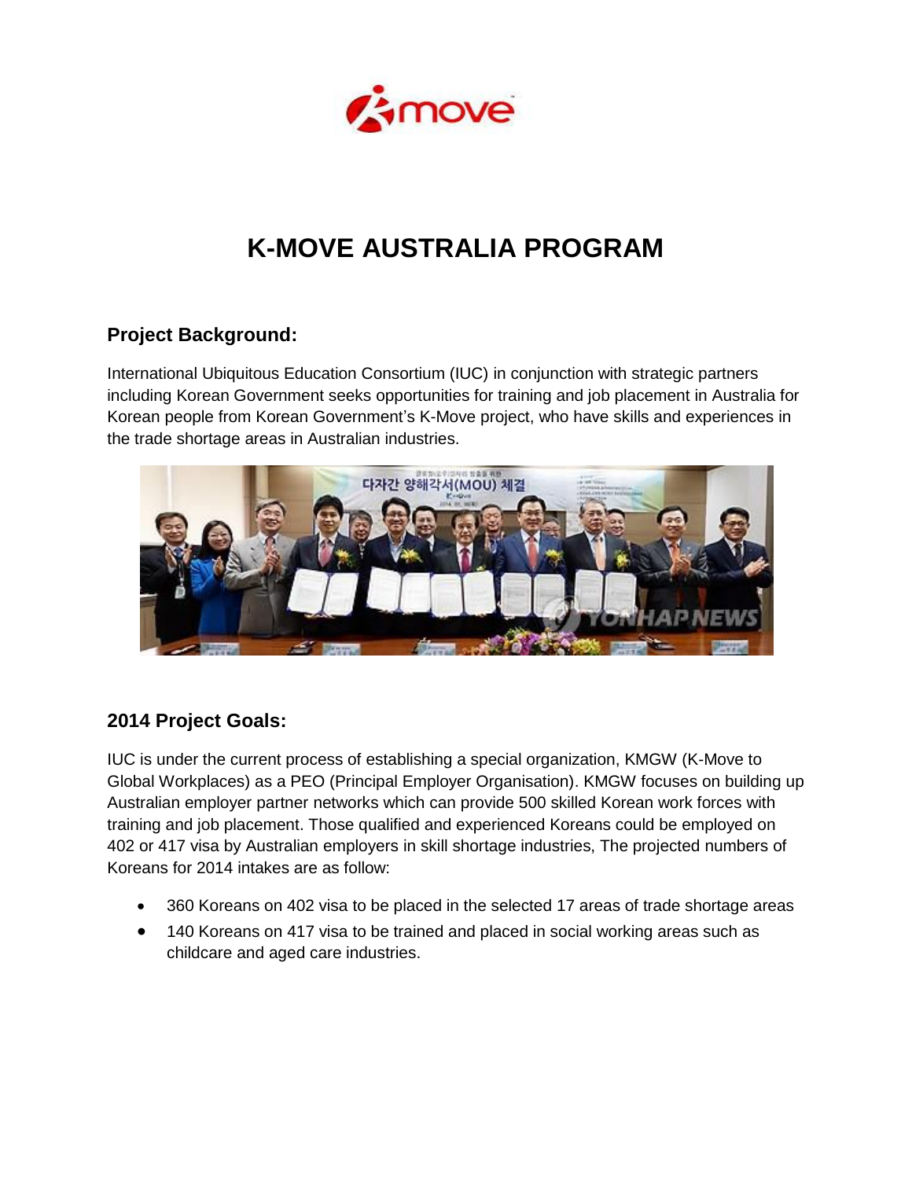# K-MOVE AUSTRALIA PROGRAM

## Project Background:

International Ubiquitous Education Consortium (IUC) in conjunction with strategic partners including Korean Government seeks opportunities for training and job placement in Australia for Korean people from Korean Government's K-Move project, who have skills and experiences in the trade shortage areas in Australian industries.

## 2014 Project Goals:

IUC is under the current process of establishing a special organization, KMGW (K-Move to Global Workplaces) as a PEO (Principal Employer Organisation). KMGW focuses on building up Australian employer partner networks which can provide 500 skilled Korean work forces with training and job placement. Those qualified and experienced Koreans could be employed on 402 or 417 visa by Australian employers in skill shortage industries, The projected numbers of Koreans for 2014 intakes are as follow:

- 360 Koreans on 402 visa to be placed in the selected 17 areas of trade shortage areas
- 140 Koreans on 417 visa to be trained and placed in social working areas such as childcare and aged care industries.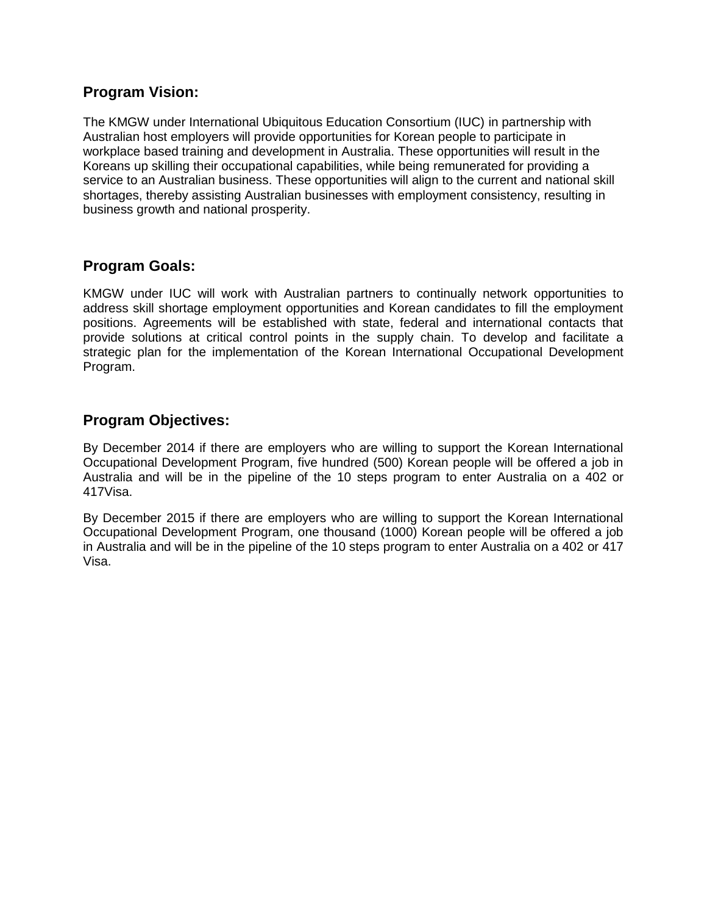## Program Vision:

The KMGW under International Ubiquitous Education Consortium (IUC) in partnership with Australian host employers will provide opportunities for Korean people to participate in workplace based training and development in Australia. These opportunities will result in the Koreans up skilling their occupational capabilities, while being remunerated for providing a service to an Australian business. These opportunities will align to the current and national skill shortages, thereby assisting Australian businesses with employment consistency, resulting in business growth and national prosperity.

## Program Goals:

KMGW under IUC will work with Australian partners to continually network opportunities to address skill shortage employment opportunities and Korean candidates to fill the employment positions. Agreements will be established with state, federal and international contacts that provide solutions at critical control points in the supply chain. To develop and facilitate a strategic plan for the implementation of the Korean International Occupational Development Program.

## Program Objectives:

By December 2014 if there are employers who are willing to support the Korean International Occupational Development Program, five hundred (500) Korean people will be offered a job in Australia and will be in the pipeline of the 10 steps program to enter Australia on a 402 or 417Visa.

By December 2015 if there are employers who are willing to support the Korean International Occupational Development Program, one thousand (1000) Korean people will be offered a job in Australia and will be in the pipeline of the 10 steps program to enter Australia on a 402 or 417 Visa.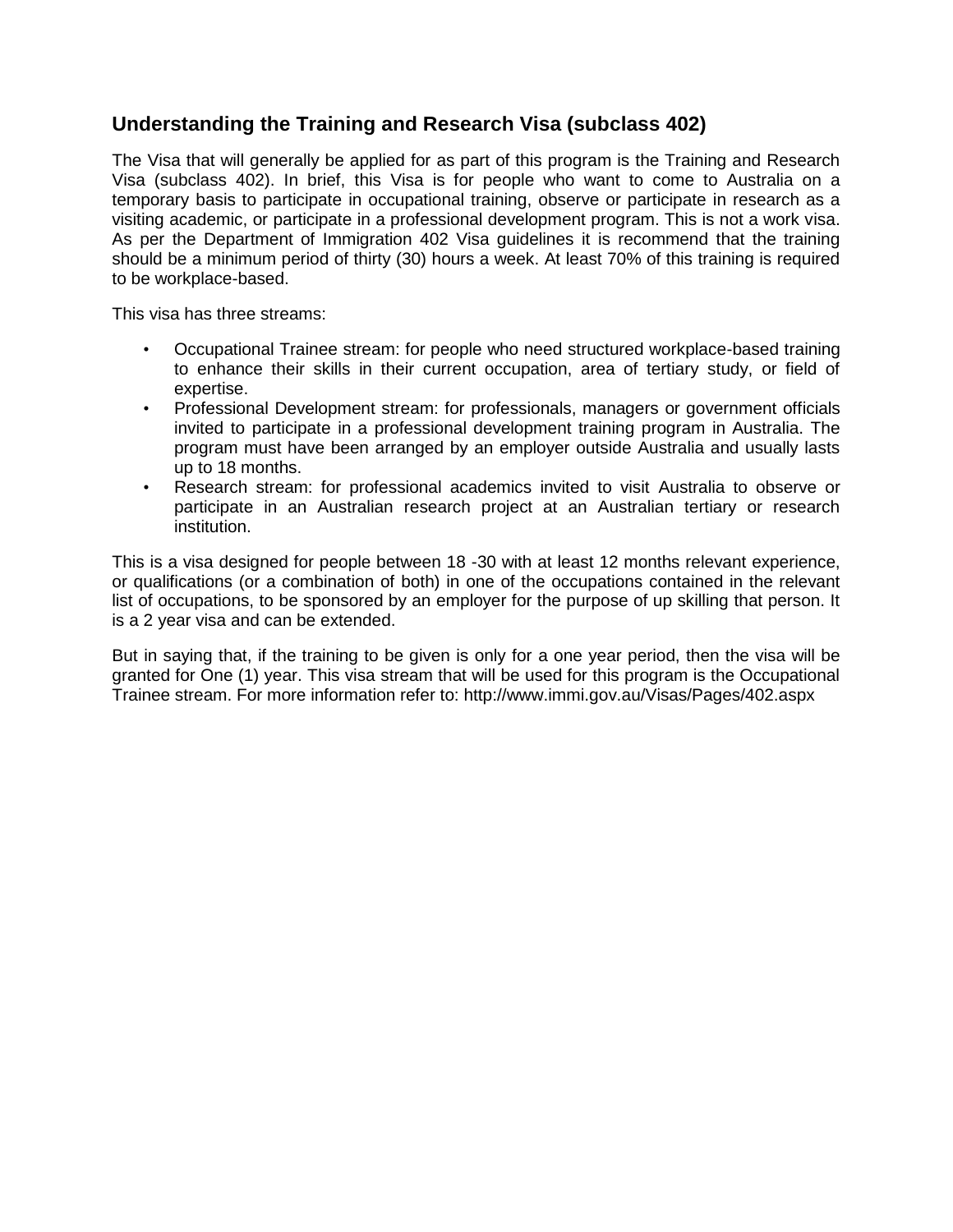## Understanding the Training and Research Visa (subclass 402)

The Visa that will generally be applied for as part of this program is the Training and Research Visa (subclass 402). In brief, this Visa is for people who want to come to Australia on a temporary basis to participate in occupational training, observe or participate in research as a visiting academic, or participate in a professional development program. This is not a work visa. As per the Department of Immigration 402 Visa guidelines it is recommend that the training should be a minimum period of thirty (30) hours a week. At least 70% of this training is required to be workplace-based.

This visa has three streams:

- Occupational Trainee stream: for people who need structured workplace-based training to enhance their skills in their current occupation, area of tertiary study, or field of expertise.
- Professional Development stream: for professionals, managers or government officials invited to participate in a professional development training program in Australia. The program must have been arranged by an employer outside Australia and usually lasts up to 18 months.
- Research stream: for professional academics invited to visit Australia to observe or participate in an Australian research project at an Australian tertiary or research institution.

This is a visa designed for people between 18 -30 with at least 12 months relevant experience, or qualifications (or a combination of both) in one of the occupations contained in the relevant list of occupations, to be sponsored by an employer for the purpose of up skilling that person. It is a 2 year visa and can be extended.

But in saying that, if the training to be given is only for a one year period, then the visa will be granted for One (1) year. This visa stream that will be used for this program is the Occupational Trainee stream. For more information refer to: http://www.immi.gov.au/Visas/Pages/402.aspx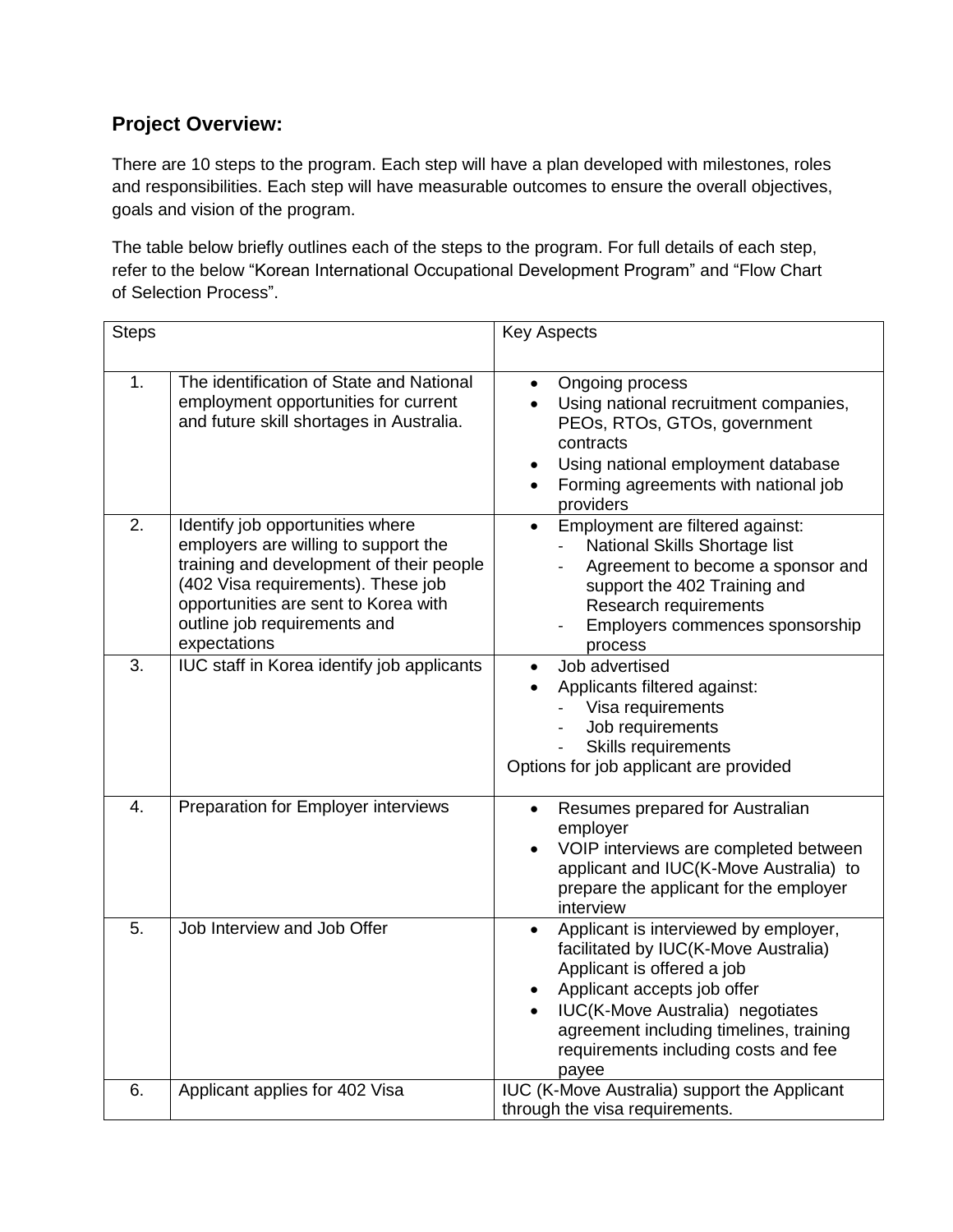## Project Overview:

There are 10 steps to the program. Each step will have a plan developed with milestones, roles and responsibilities. Each step will have measurable outcomes to ensure the overall objectives, goals and vision of the program.

The table below briefly outlines each of the steps to the program. For full details of each step, refer to the below "Korean International Occupational Development Program" and "Flow Chart of Selection Process".

| Steps | | Key Aspects |
|---|---|---|
| 1. | The identification of State and National employment opportunities for current and future skill shortages in Australia. | • Ongoing process<br>• Using national recruitment companies, PEOs, RTOs, GTOs, government contracts<br>• Using national employment database<br>• Forming agreements with national job providers |
| 2. | Identify job opportunities where employers are willing to support the training and development of their people (402 Visa requirements). These job opportunities are sent to Korea with outline job requirements and expectations | • Employment are filtered against:<br>- National Skills Shortage list<br>- Agreement to become a sponsor and support the 402 Training and Research requirements<br>- Employers commences sponsorship process |
| 3. | IUC staff in Korea identify job applicants | • Job advertised<br>• Applicants filtered against:<br>- Visa requirements<br>- Job requirements<br>- Skills requirements<br>Options for job applicant are provided |
| 4. | Preparation for Employer interviews | • Resumes prepared for Australian employer<br>• VOIP interviews are completed between applicant and IUC(K-Move Australia) to prepare the applicant for the employer interview |
| 5. | Job Interview and Job Offer | • Applicant is interviewed by employer, facilitated by IUC(K-Move Australia) Applicant is offered a job<br>• Applicant accepts job offer<br>• IUC(K-Move Australia) negotiates agreement including timelines, training requirements including costs and fee payee |
| 6. | Applicant applies for 402 Visa | IUC (K-Move Australia) support the Applicant through the visa requirements. |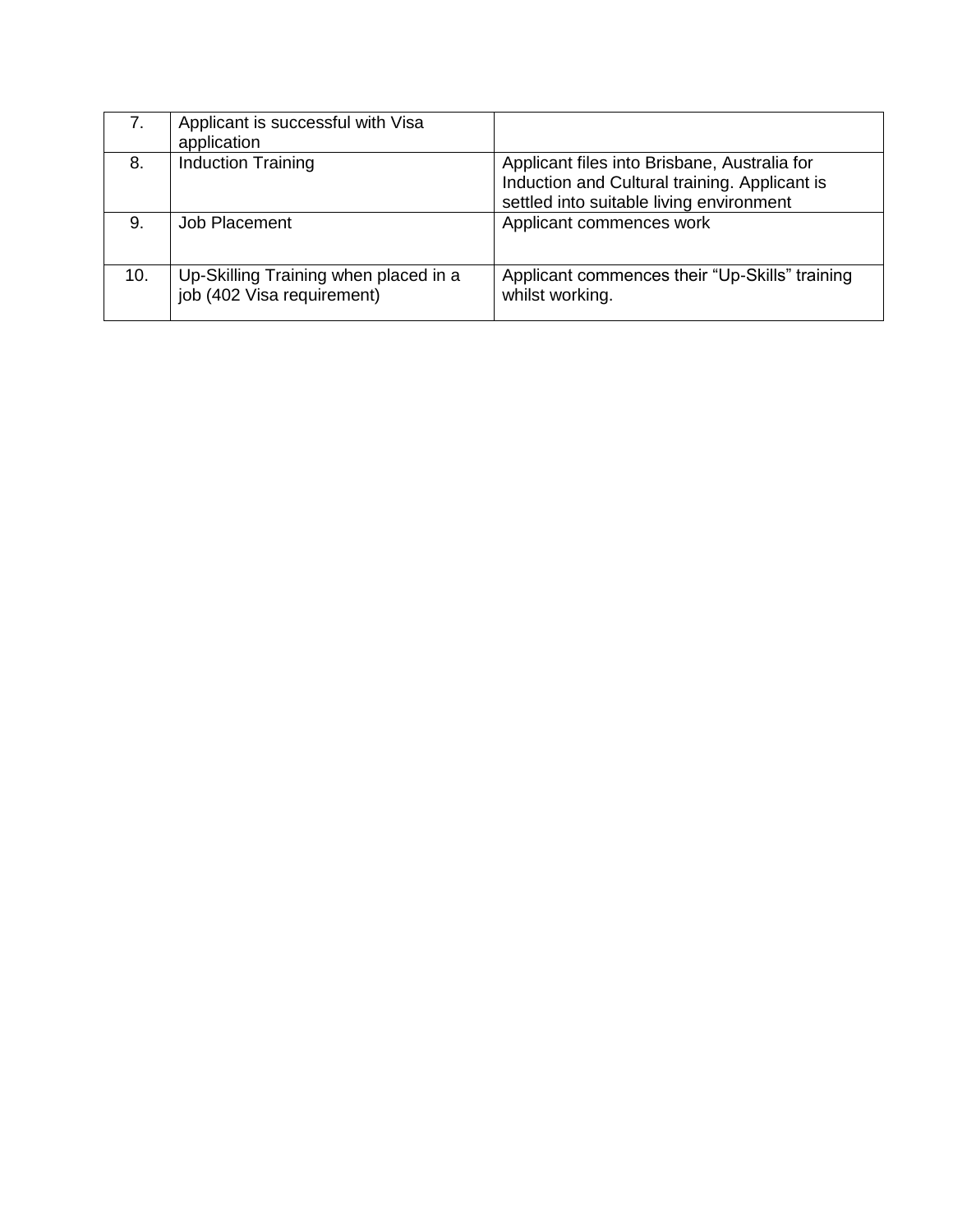| | | |
|---|---|---|
| 7. | Applicant is successful with Visa application | |
| 8. | Induction Training | Applicant files into Brisbane, Australia for Induction and Cultural training. Applicant is settled into suitable living environment |
| 9. | Job Placement | Applicant commences work |
| 10. | Up-Skilling Training when placed in a job (402 Visa requirement) | Applicant commences their "Up-Skills" training whilst working. |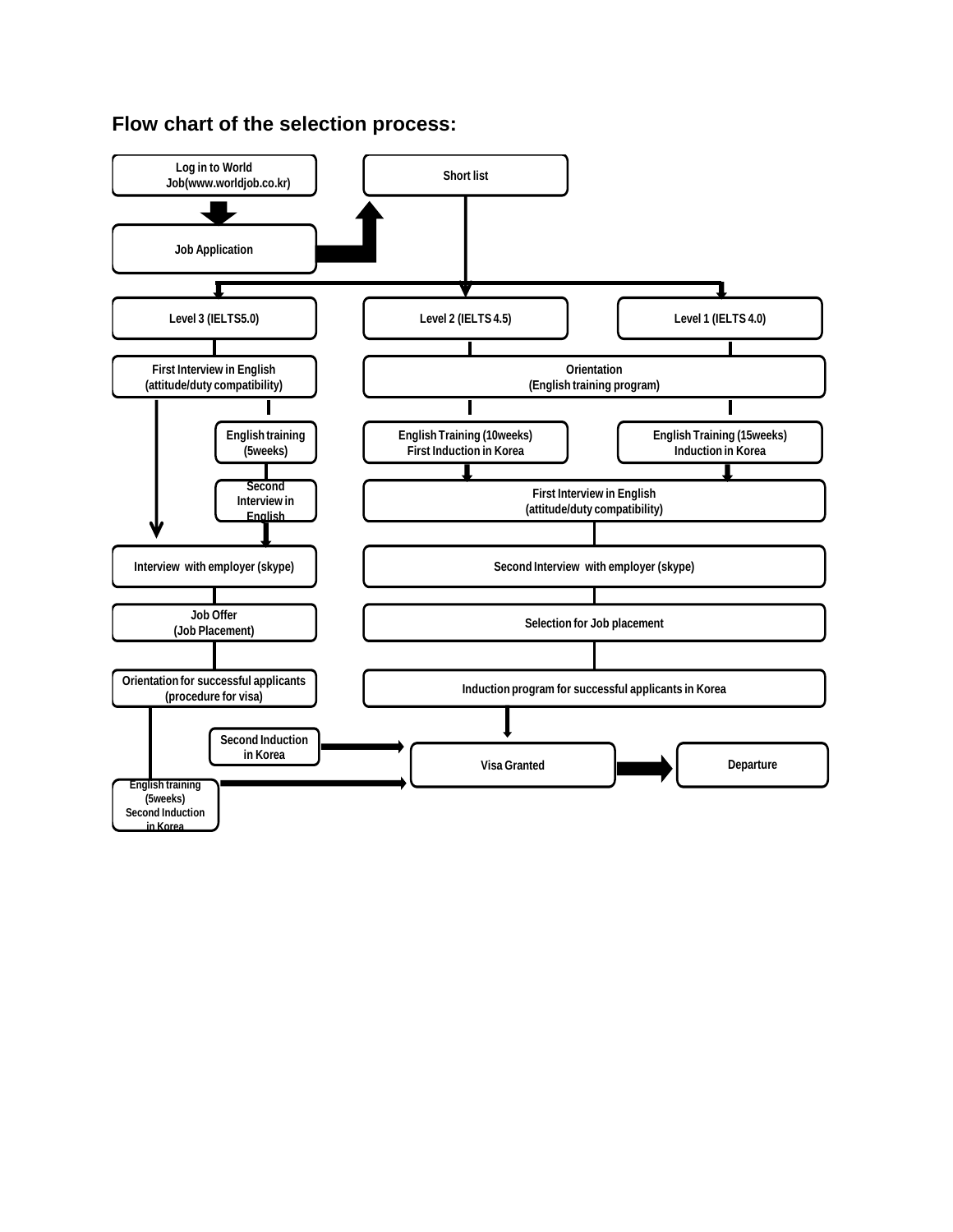**Flow chart of the selection process:**

Log in to World Job(www.worldjob.co.kr)

Short list

Job Application

Level 3 (IELTS5.0)

Level 2 (IELTS 4.5)

Level 1 (IELTS 4.0)

First Interview in English (attitude/duty compatibility)

Orientation (English training program)

English training (5weeks)

English Training (10weeks) First Induction in Korea

English Training (15weeks) Induction in Korea

Second Interview in English

First Interview in English (attitude/duty compatibility)

Interview with employer (skype)

Second Interview with employer (skype)

Job Offer (Job Placement)

Selection for Job placement

Orientation for successful applicants (procedure for visa)

Induction program for successful applicants in Korea

Second Induction in Korea

Visa Granted

Departure

English training (5weeks) Second Induction in Korea